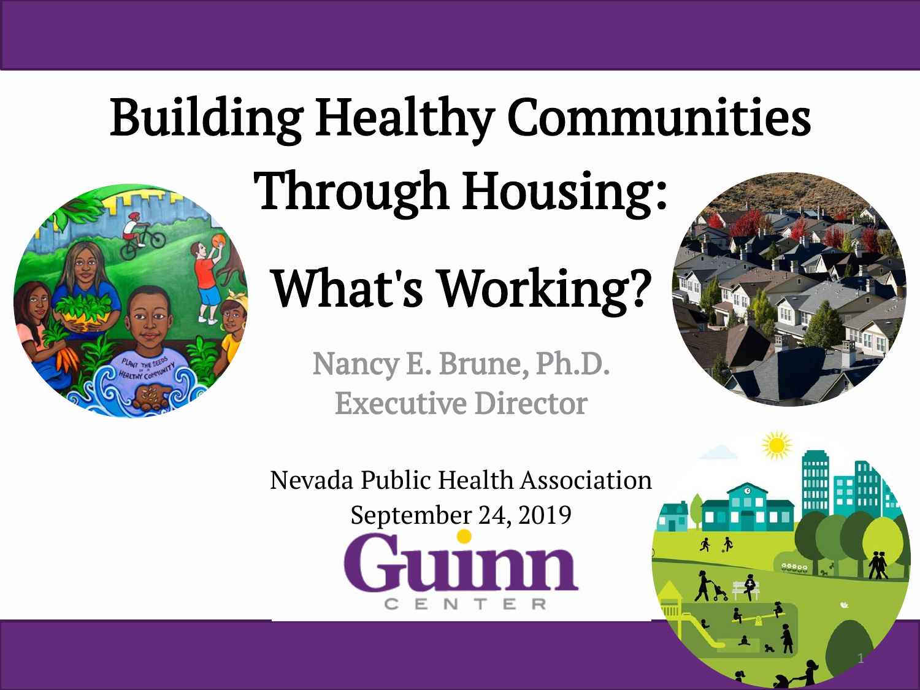# Building Healthy Communities Through Housing: What's Working?

Nancy E. Brune, Ph.D.
Executive Director

Nevada Public Health Association
September 24, 2019

Guinn Center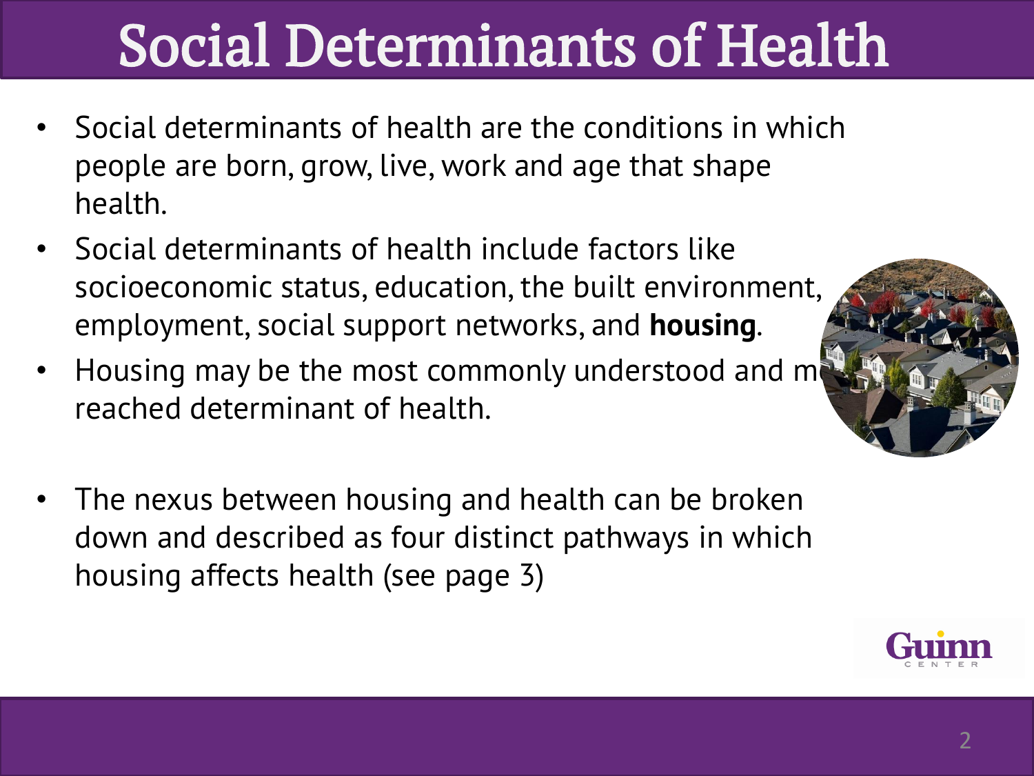# Social Determinants of Health

- Social determinants of health are the conditions in which people are born, grow, live, work and age that shape health.
- Social determinants of health include factors like socioeconomic status, education, the built environment, employment, social support networks, and **housing**.
- Housing may be the most commonly understood and m reached determinant of health.
- The nexus between housing and health can be broken down and described as four distinct pathways in which housing affects health (see page 3)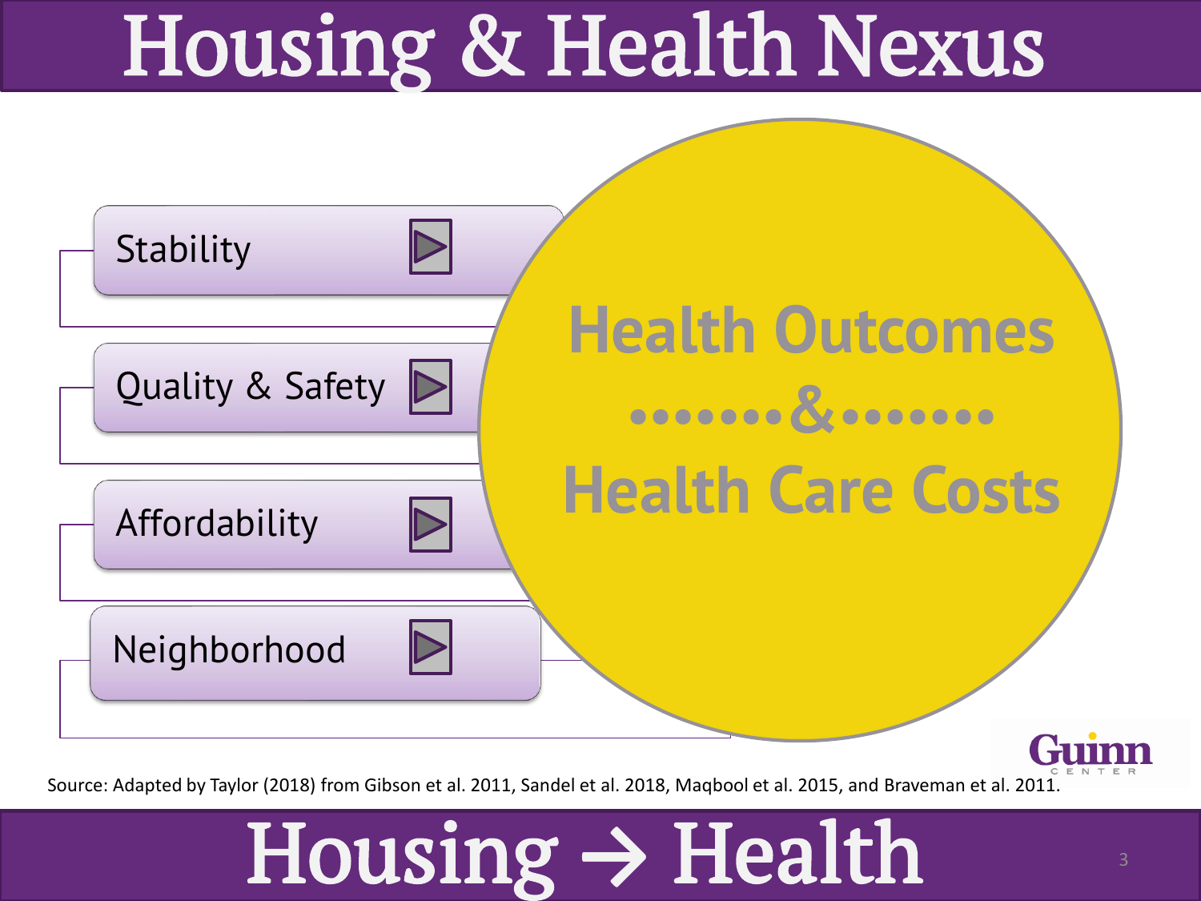# Housing & Health Nexus

- Stability
- Quality & Safety
- Affordability
- Neighborhood

**Health Outcomes**

**&**

**Health Care Costs**

Source: Adapted by Taylor (2018) from Gibson et al. 2011, Sandel et al. 2018, Maqbool et al. 2015, and Braveman et al. 2011.

# Housing → Health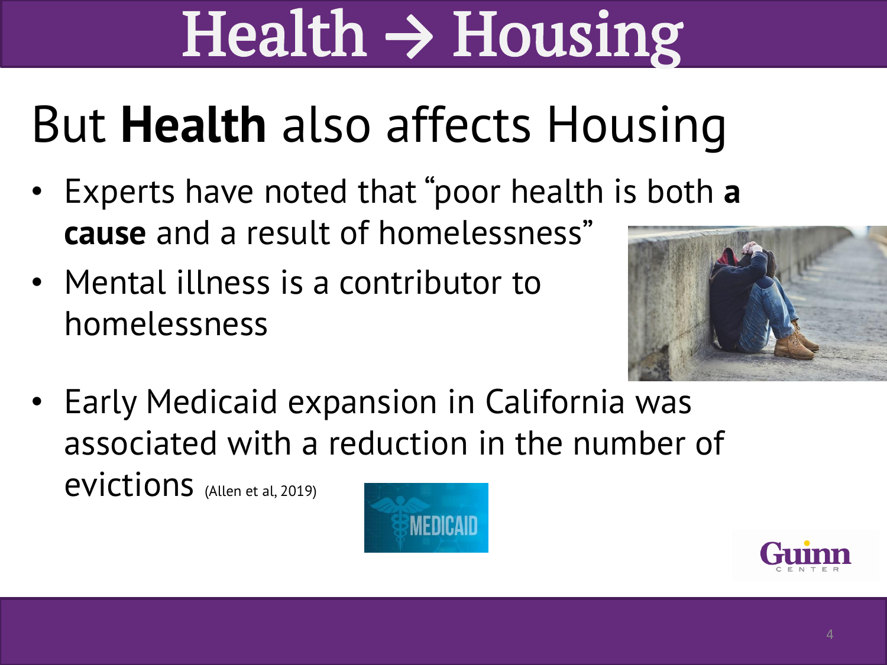# Health → Housing

## But **Health** also affects Housing

- Experts have noted that "poor health is both **a cause** and a result of homelessness"
- Mental illness is a contributor to homelessness
- Early Medicaid expansion in California was associated with a reduction in the number of evictions (Allen et al, 2019)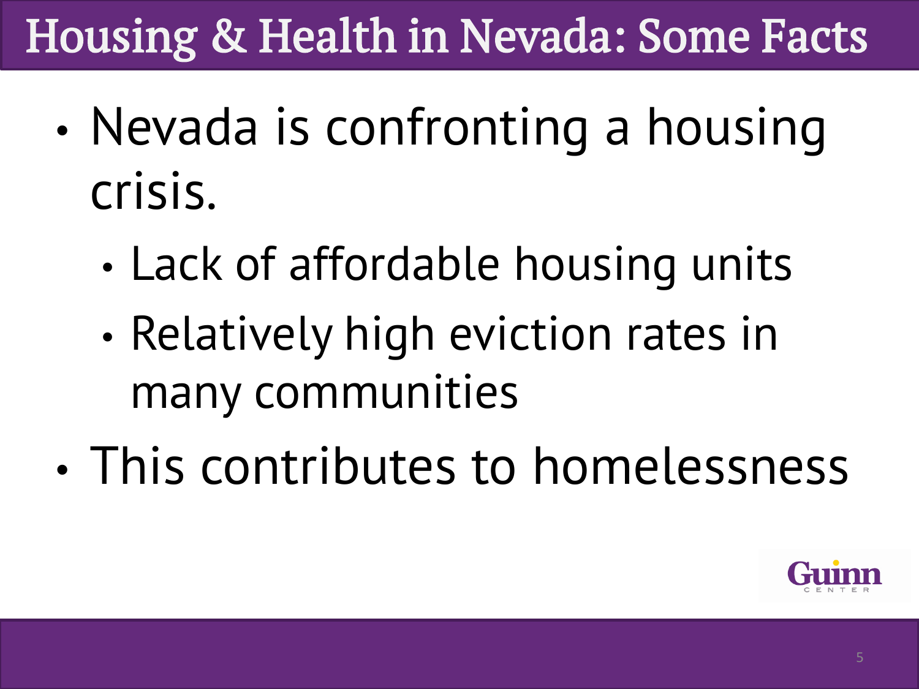# Housing & Health in Nevada: Some Facts

- Nevada is confronting a housing crisis.
  - Lack of affordable housing units
  - Relatively high eviction rates in many communities
- This contributes to homelessness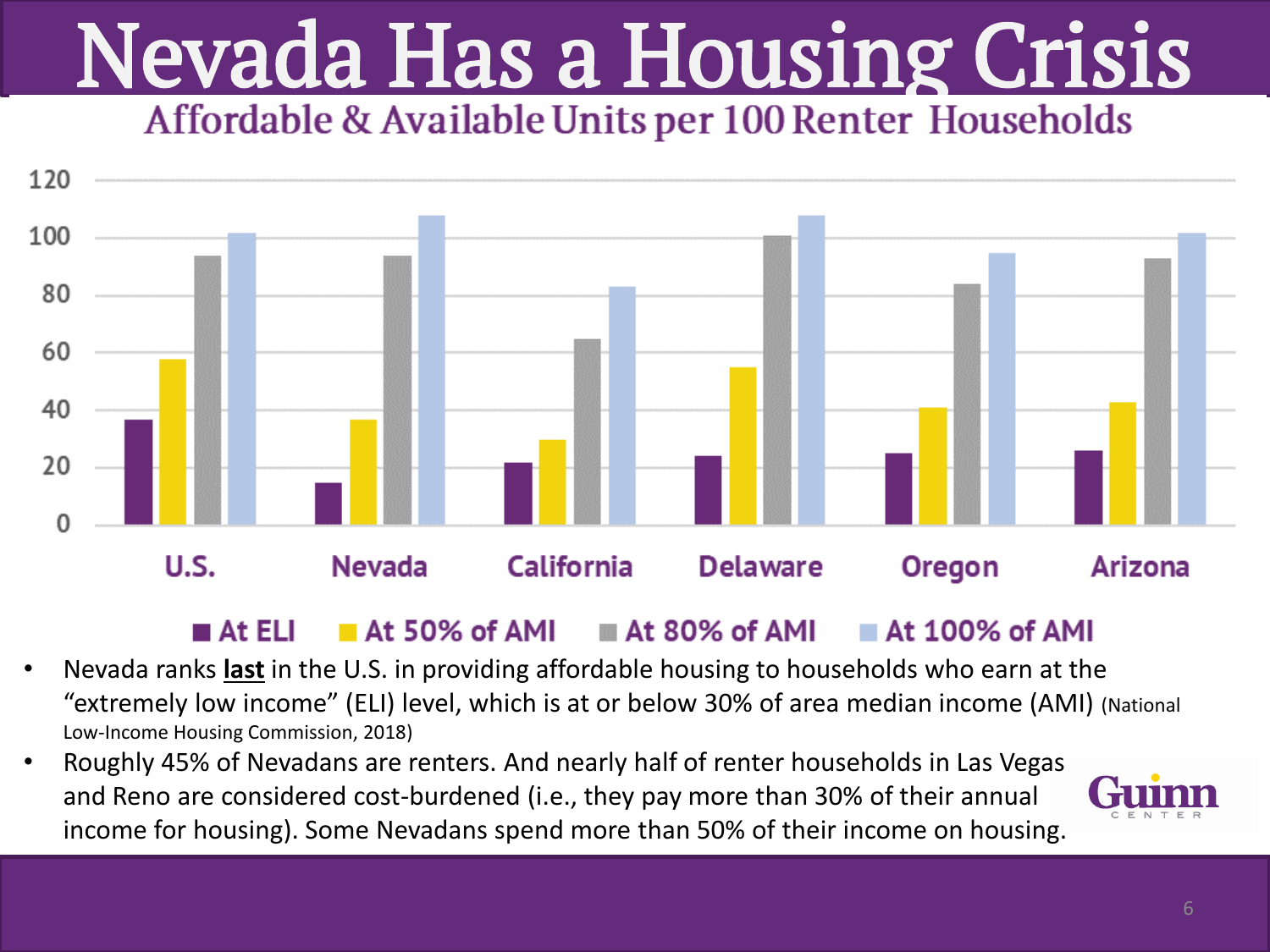# Nevada Has a Housing Crisis

## Affordable & Available Units per 100 Renter Households

| | At ELI | At 50% of AMI | At 80% of AMI | At 100% of AMI |
|---|---|---|---|---|
| U.S. | 37 | 58 | 94 | 102 |
| Nevada | 15 | 37 | 94 | 108 |
| California | 22 | 30 | 65 | 83 |
| Delaware | 24 | 55 | 101 | 108 |
| Oregon | 25 | 41 | 84 | 95 |
| Arizona | 26 | 43 | 93 | 102 |

- Nevada ranks **last** in the U.S. in providing affordable housing to households who earn at the "extremely low income" (ELI) level, which is at or below 30% of area median income (AMI) (National Low-Income Housing Commission, 2018)
- Roughly 45% of Nevadans are renters. And nearly half of renter households in Las Vegas and Reno are considered cost-burdened (i.e., they pay more than 30% of their annual income for housing). Some Nevadans spend more than 50% of their income on housing.

Guinn Center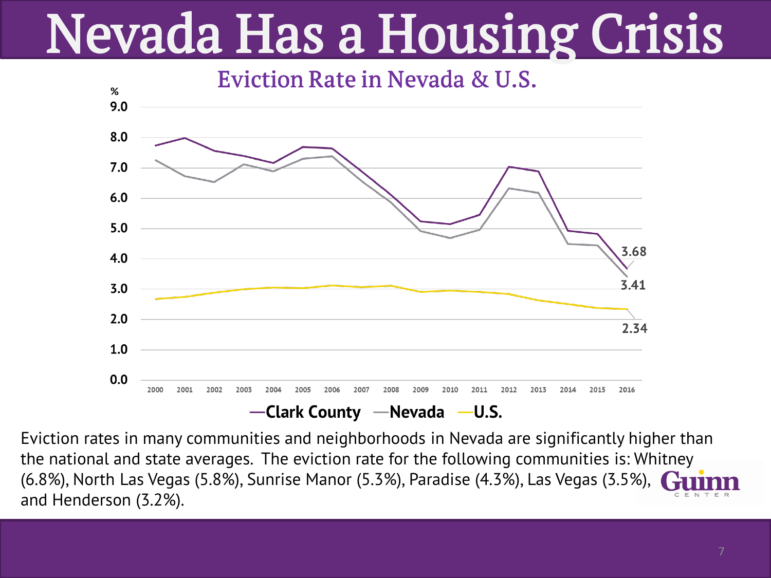# Nevada Has a Housing Crisis

## Eviction Rate in Nevada & U.S.

%

9.0
8.0
7.0
6.0
5.0
4.0
3.0
2.0
1.0
0.0

2000 2001 2002 2003 2004 2005 2006 2007 2008 2009 2010 2011 2012 2013 2014 2015 2016

3.68
3.41
2.34

—Clark County —Nevada —U.S.

Eviction rates in many communities and neighborhoods in Nevada are significantly higher than the national and state averages. The eviction rate for the following communities is: Whitney (6.8%), North Las Vegas (5.8%), Sunrise Manor (5.3%), Paradise (4.3%), Las Vegas (3.5%), and Henderson (3.2%).

Guinn CENTER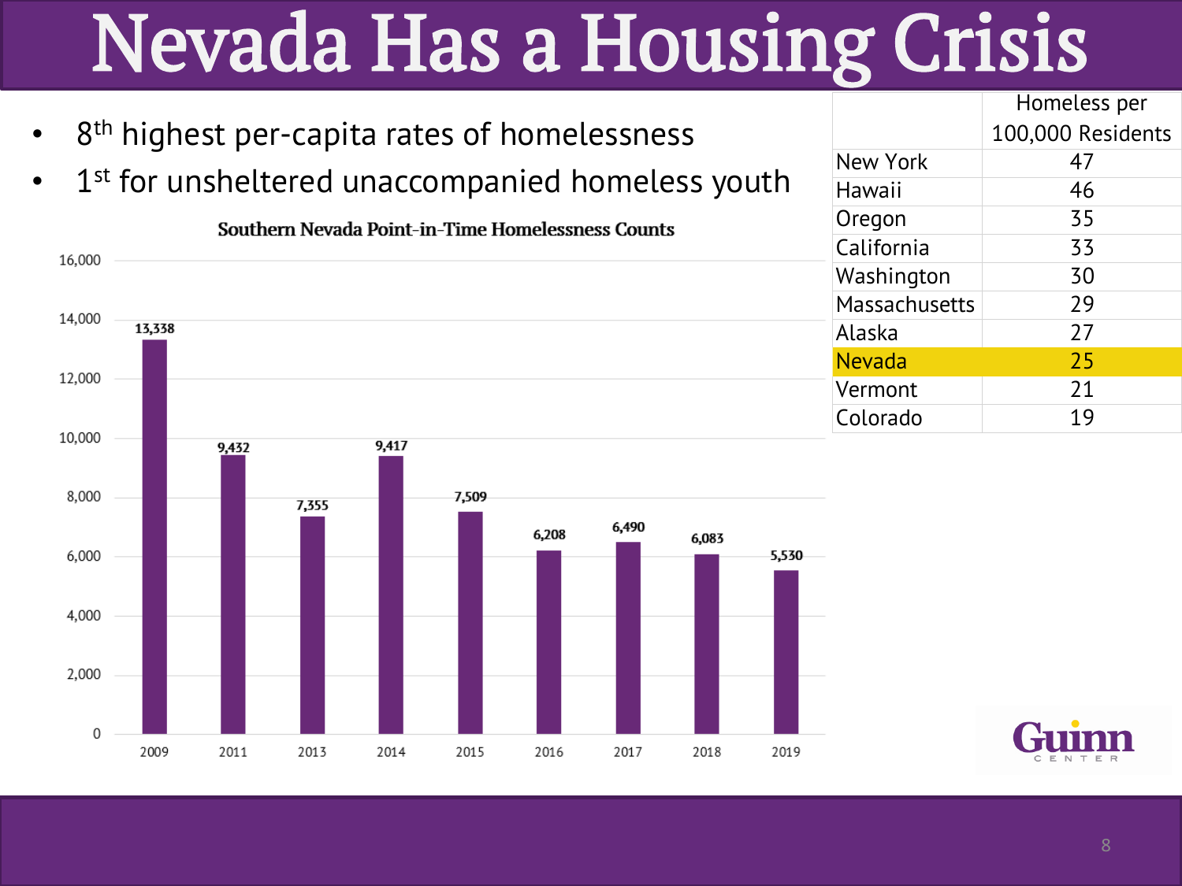# Nevada Has a Housing Crisis

- 8th highest per-capita rates of homelessness
- 1st for unsheltered unaccompanied homeless youth

**Southern Nevada Point-in-Time Homelessness Counts**

| Year | Count |
|---|---|
| 2009 | 13,338 |
| 2011 | 9,432 |
| 2013 | 7,355 |
| 2014 | 9,417 |
| 2015 | 7,509 |
| 2016 | 6,208 |
| 2017 | 6,490 |
| 2018 | 6,083 |
| 2019 | 5,530 |

| | Homeless per 100,000 Residents |
|---|---|
| New York | 47 |
| Hawaii | 46 |
| Oregon | 35 |
| California | 33 |
| Washington | 30 |
| Massachusetts | 29 |
| Alaska | 27 |
| Nevada | 25 |
| Vermont | 21 |
| Colorado | 19 |

Guinn CENTER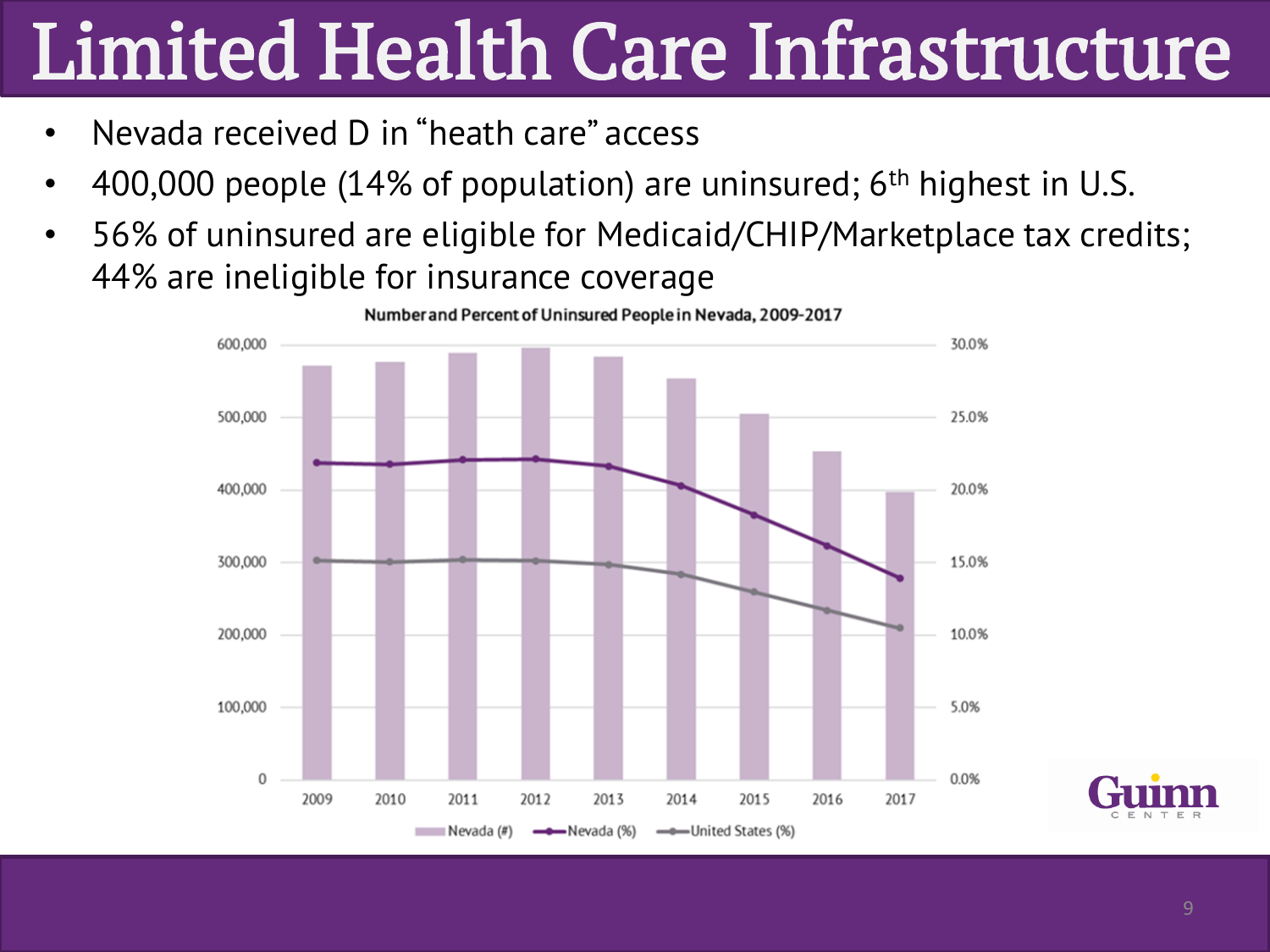# Limited Health Care Infrastructure

- Nevada received D in "heath care" access
- 400,000 people (14% of population) are uninsured; 6th highest in U.S.
- 56% of uninsured are eligible for Medicaid/CHIP/Marketplace tax credits; 44% are ineligible for insurance coverage

**Number and Percent of Uninsured People in Nevada, 2009-2017**

Legend: Nevada (#), Nevada (%), United States (%)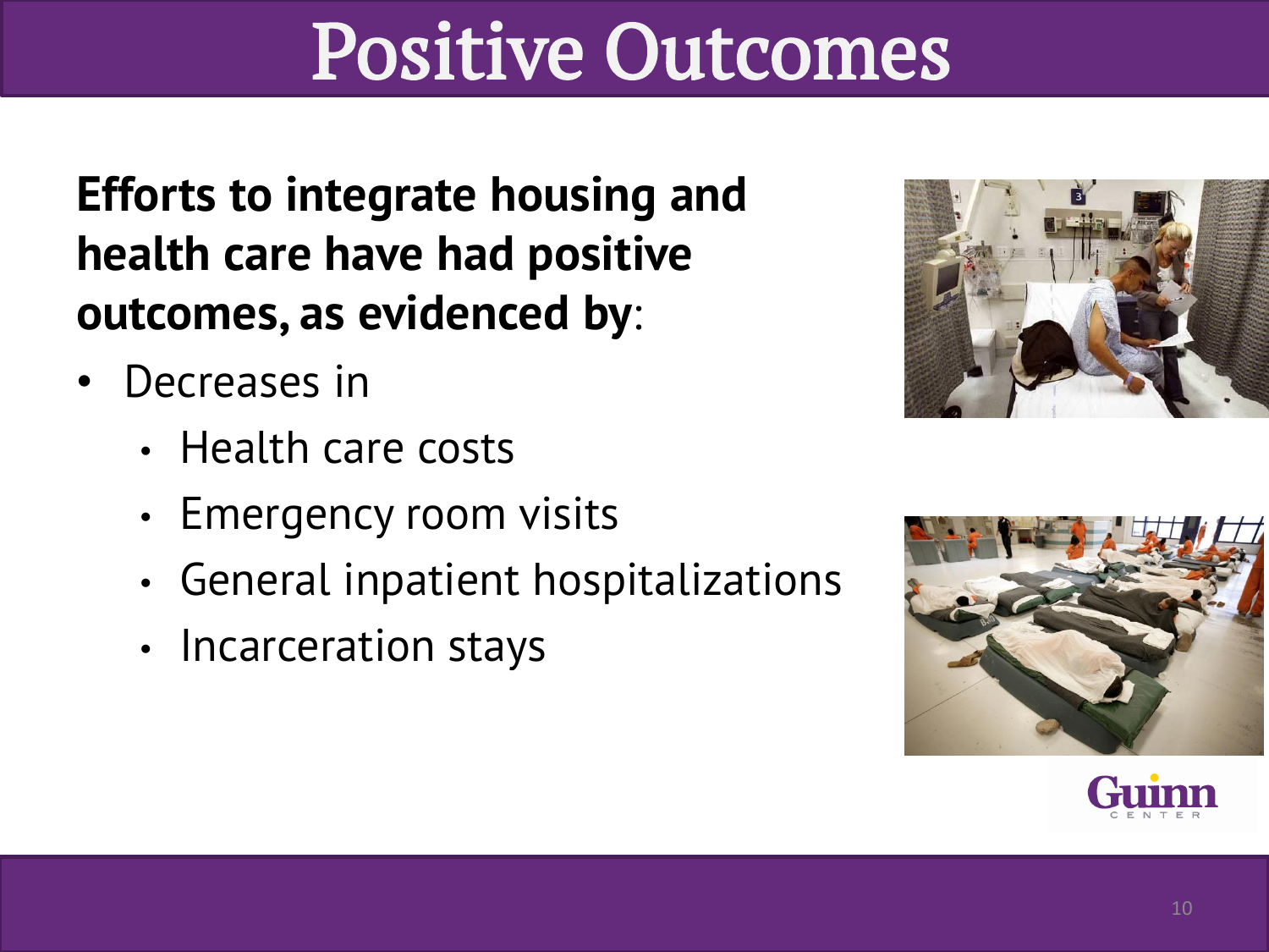# Positive Outcomes

**Efforts to integrate housing and health care have had positive outcomes, as evidenced by**:

- Decreases in
  - Health care costs
  - Emergency room visits
  - General inpatient hospitalizations
  - Incarceration stays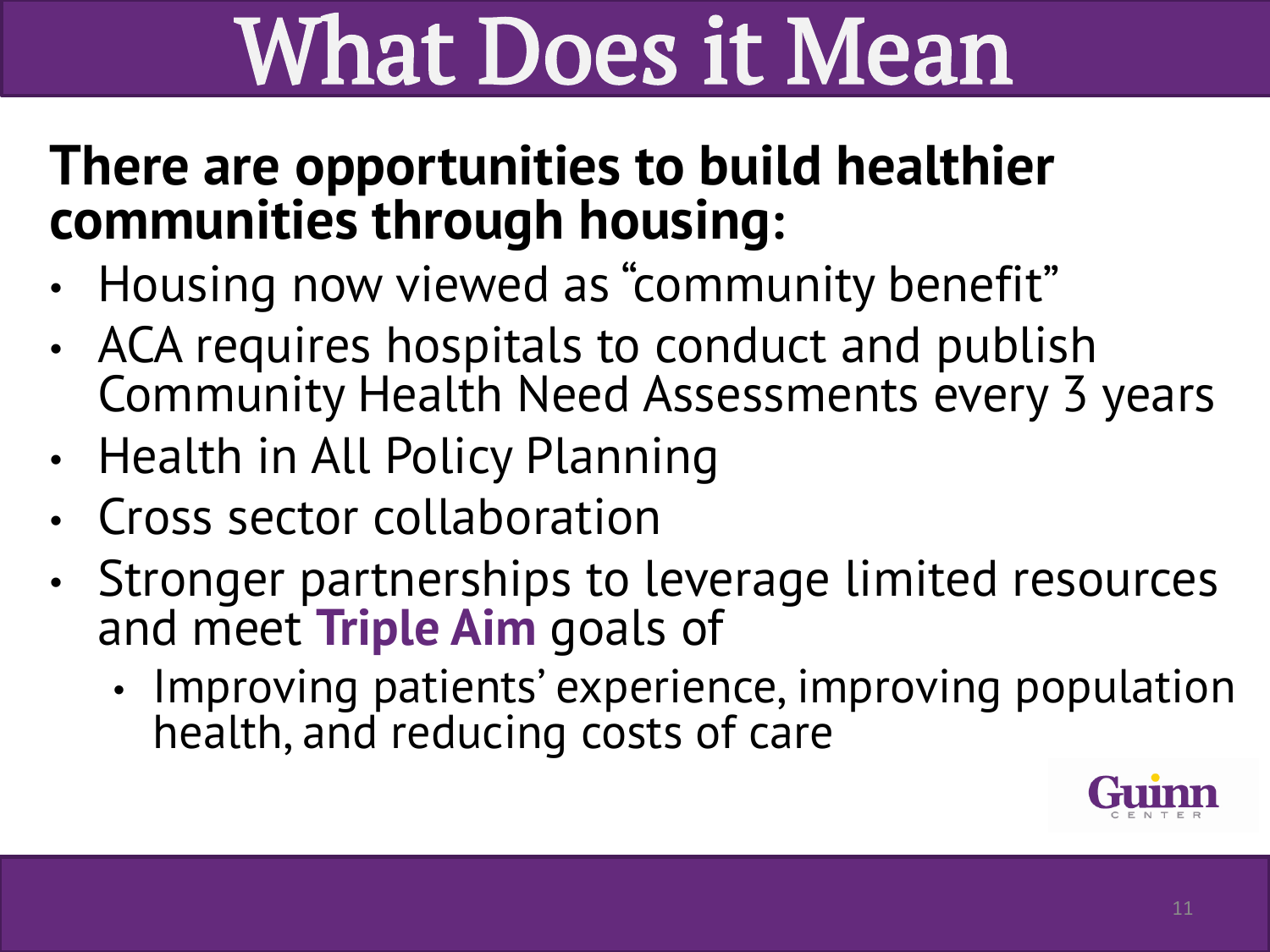# What Does it Mean

**There are opportunities to build healthier communities through housing:**

- Housing now viewed as "community benefit"
- ACA requires hospitals to conduct and publish Community Health Need Assessments every 3 years
- Health in All Policy Planning
- Cross sector collaboration
- Stronger partnerships to leverage limited resources and meet **Triple Aim** goals of
  - Improving patients' experience, improving population health, and reducing costs of care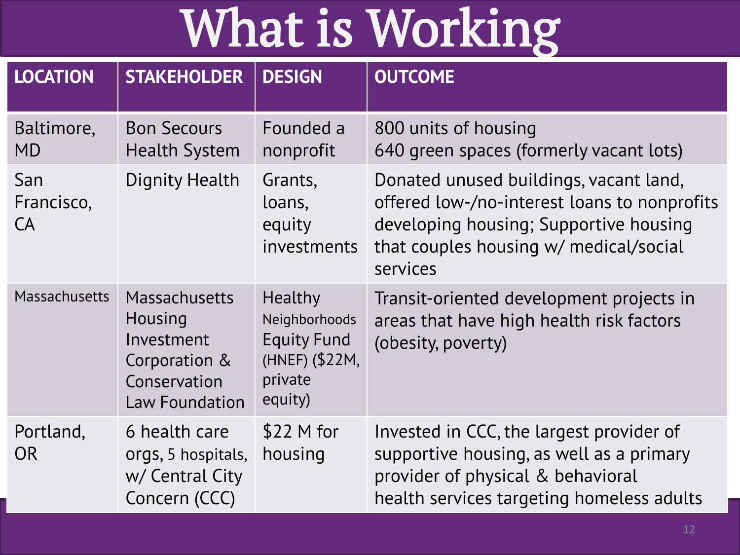# What is Working

| LOCATION | STAKEHOLDER | DESIGN | OUTCOME |
|---|---|---|---|
| Baltimore, MD | Bon Secours Health System | Founded a nonprofit | 800 units of housing<br>640 green spaces (formerly vacant lots) |
| San Francisco, CA | Dignity Health | Grants, loans, equity investments | Donated unused buildings, vacant land, offered low-/no-interest loans to nonprofits developing housing; Supportive housing that couples housing w/ medical/social services |
| Massachusetts | Massachusetts Housing Investment Corporation & Conservation Law Foundation | Healthy Neighborhoods Equity Fund (HNEF) ($22M, private equity) | Transit-oriented development projects in areas that have high health risk factors (obesity, poverty) |
| Portland, OR | 6 health care orgs, 5 hospitals, w/ Central City Concern (CCC) | $22 M for housing | Invested in CCC, the largest provider of supportive housing, as well as a primary provider of physical & behavioral health services targeting homeless adults |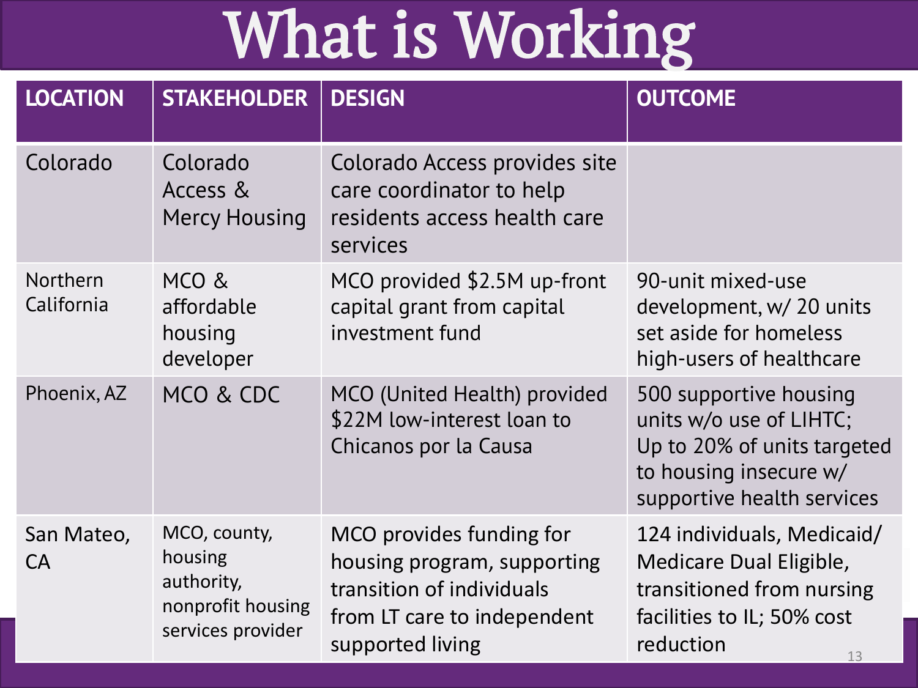# What is Working

| LOCATION | STAKEHOLDER | DESIGN | OUTCOME |
| --- | --- | --- | --- |
| Colorado | Colorado Access & Mercy Housing | Colorado Access provides site care coordinator to help residents access health care services | |
| Northern California | MCO & affordable housing developer | MCO provided $2.5M up-front capital grant from capital investment fund | 90-unit mixed-use development, w/ 20 units set aside for homeless high-users of healthcare |
| Phoenix, AZ | MCO & CDC | MCO (United Health) provided $22M low-interest loan to Chicanos por la Causa | 500 supportive housing units w/o use of LIHTC; Up to 20% of units targeted to housing insecure w/ supportive health services |
| San Mateo, CA | MCO, county, housing authority, nonprofit housing services provider | MCO provides funding for housing program, supporting transition of individuals from LT care to independent supported living | 124 individuals, Medicaid/ Medicare Dual Eligible, transitioned from nursing facilities to IL; 50% cost reduction |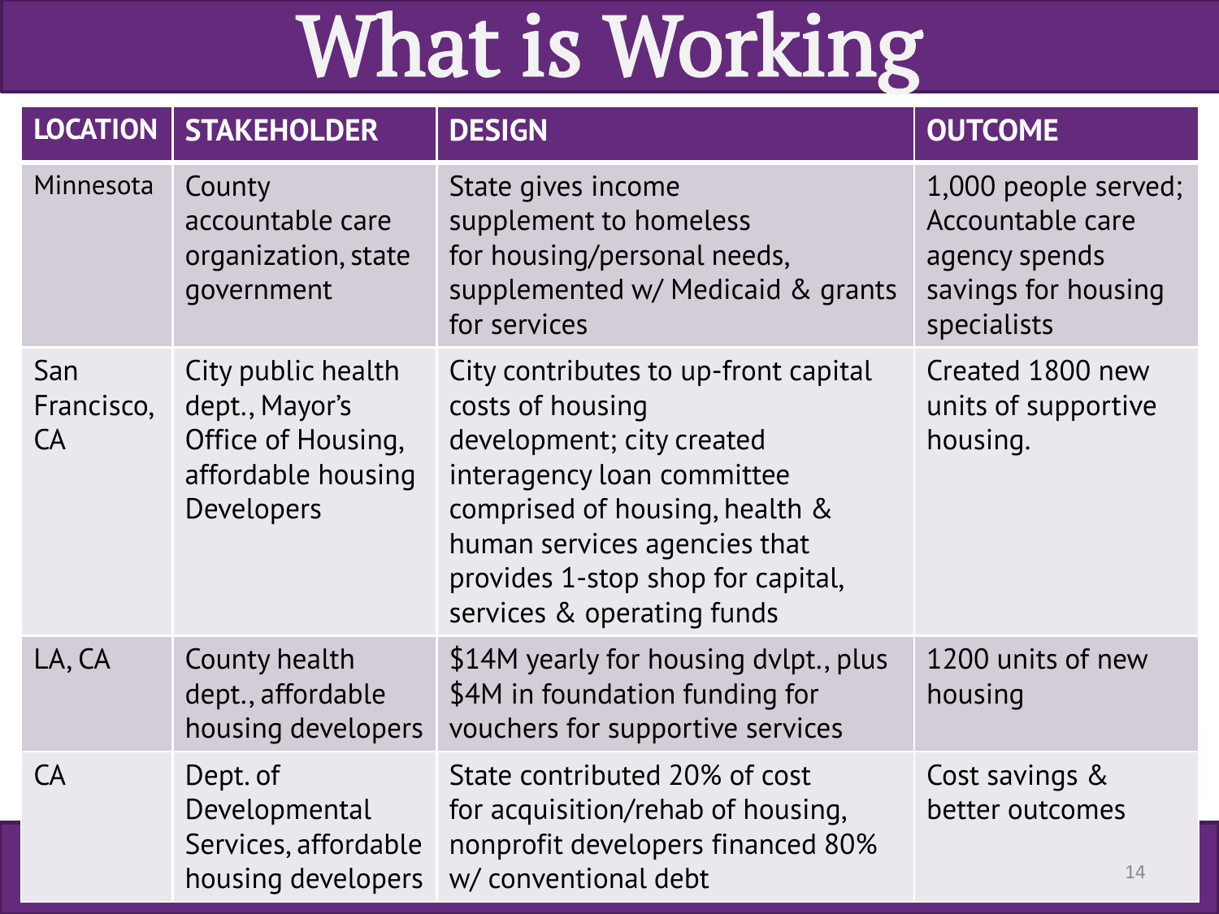# What is Working

| LOCATION | STAKEHOLDER | DESIGN | OUTCOME |
|---|---|---|---|
| Minnesota | County accountable care organization, state government | State gives income supplement to homeless for housing/personal needs, supplemented w/ Medicaid & grants for services | 1,000 people served; Accountable care agency spends savings for housing specialists |
| San Francisco, CA | City public health dept., Mayor's Office of Housing, affordable housing Developers | City contributes to up-front capital costs of housing development; city created interagency loan committee comprised of housing, health & human services agencies that provides 1-stop shop for capital, services & operating funds | Created 1800 new units of supportive housing. |
| LA, CA | County health dept., affordable housing developers | $14M yearly for housing dvlpt., plus $4M in foundation funding for vouchers for supportive services | 1200 units of new housing |
| CA | Dept. of Developmental Services, affordable housing developers | State contributed 20% of cost for acquisition/rehab of housing, nonprofit developers financed 80% w/ conventional debt | Cost savings & better outcomes |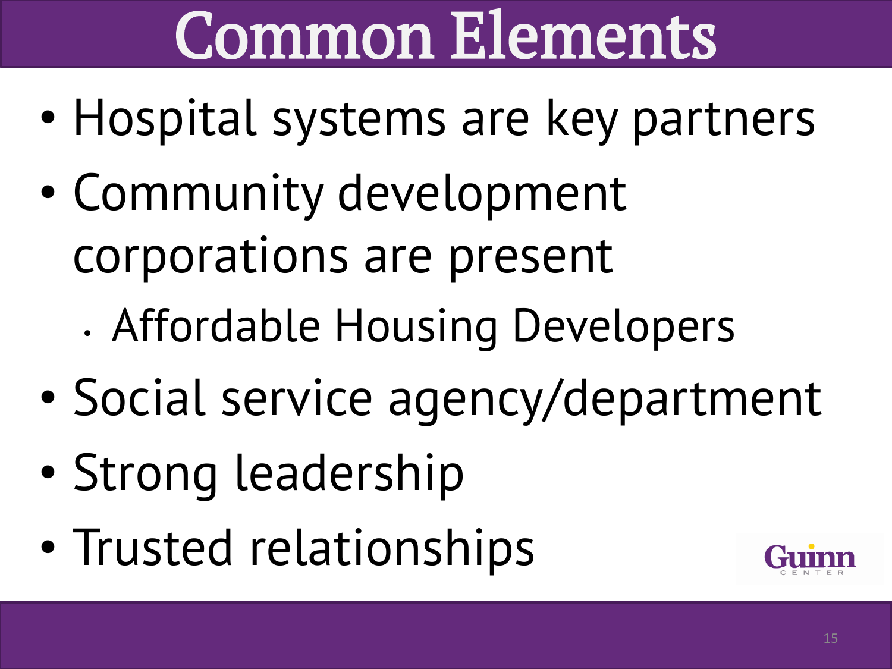# Common Elements

- Hospital systems are key partners
- Community development corporations are present
  - Affordable Housing Developers
- Social service agency/department
- Strong leadership
- Trusted relationships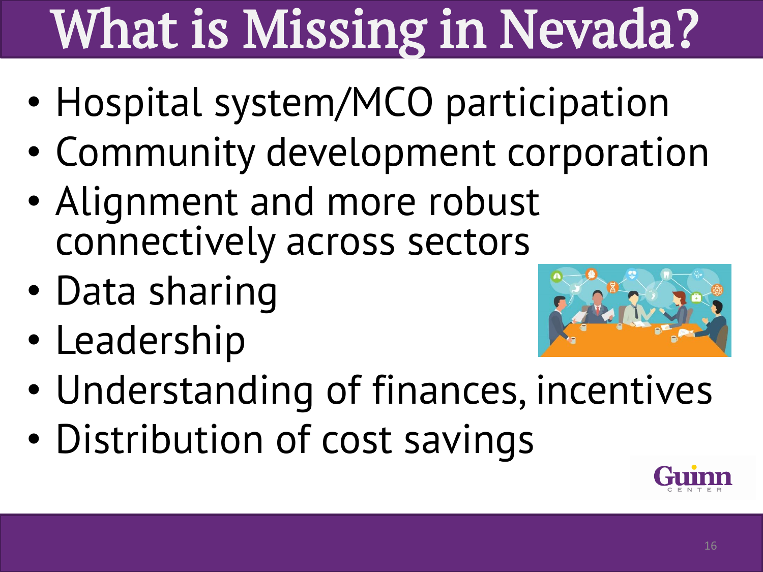# What is Missing in Nevada?

- Hospital system/MCO participation
- Community development corporation
- Alignment and more robust connectively across sectors
- Data sharing
- Leadership
- Understanding of finances, incentives
- Distribution of cost savings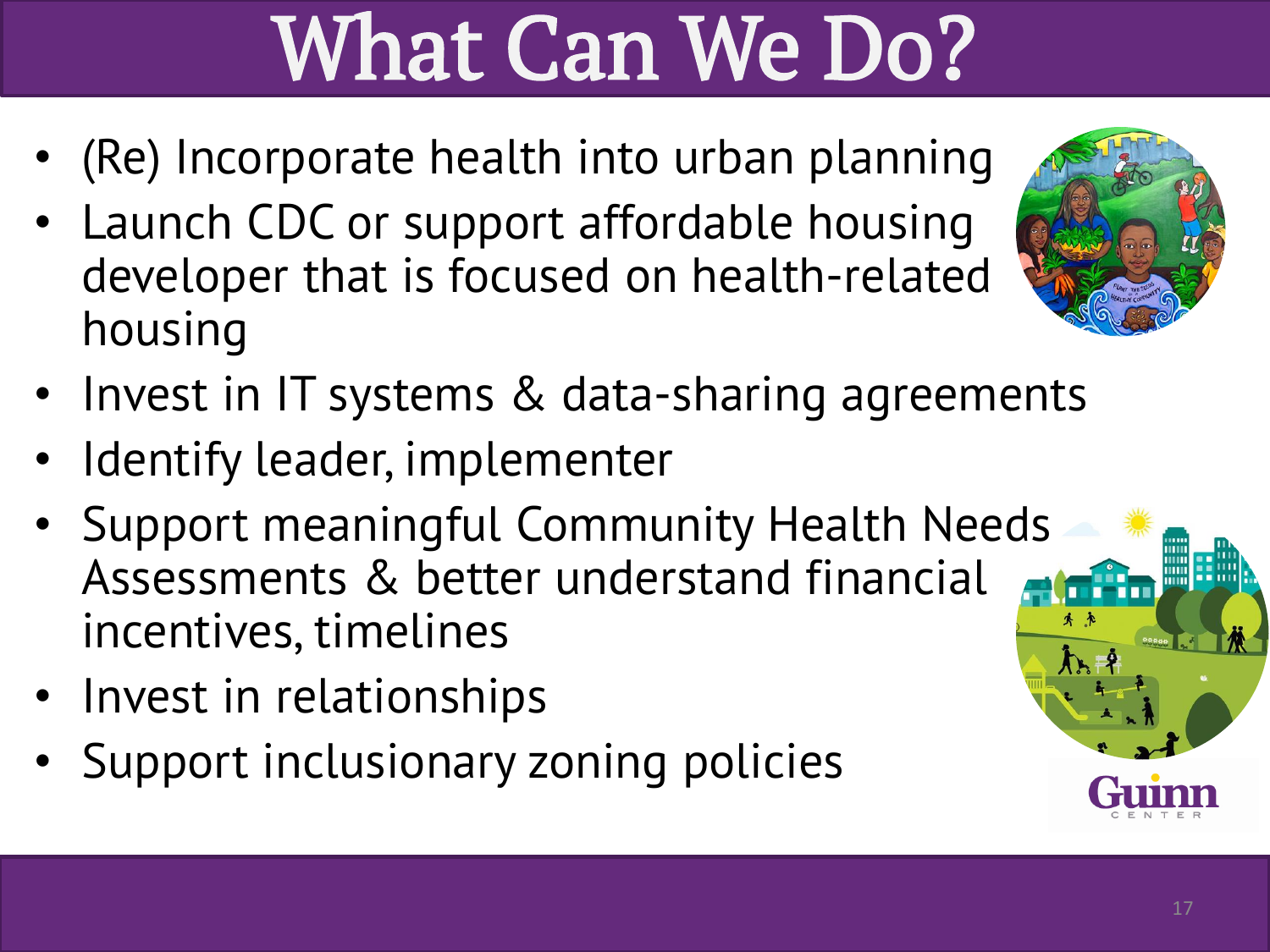# What Can We Do?

- (Re) Incorporate health into urban planning
- Launch CDC or support affordable housing developer that is focused on health-related housing
- Invest in IT systems & data-sharing agreements
- Identify leader, implementer
- Support meaningful Community Health Needs Assessments & better understand financial incentives, timelines
- Invest in relationships
- Support inclusionary zoning policies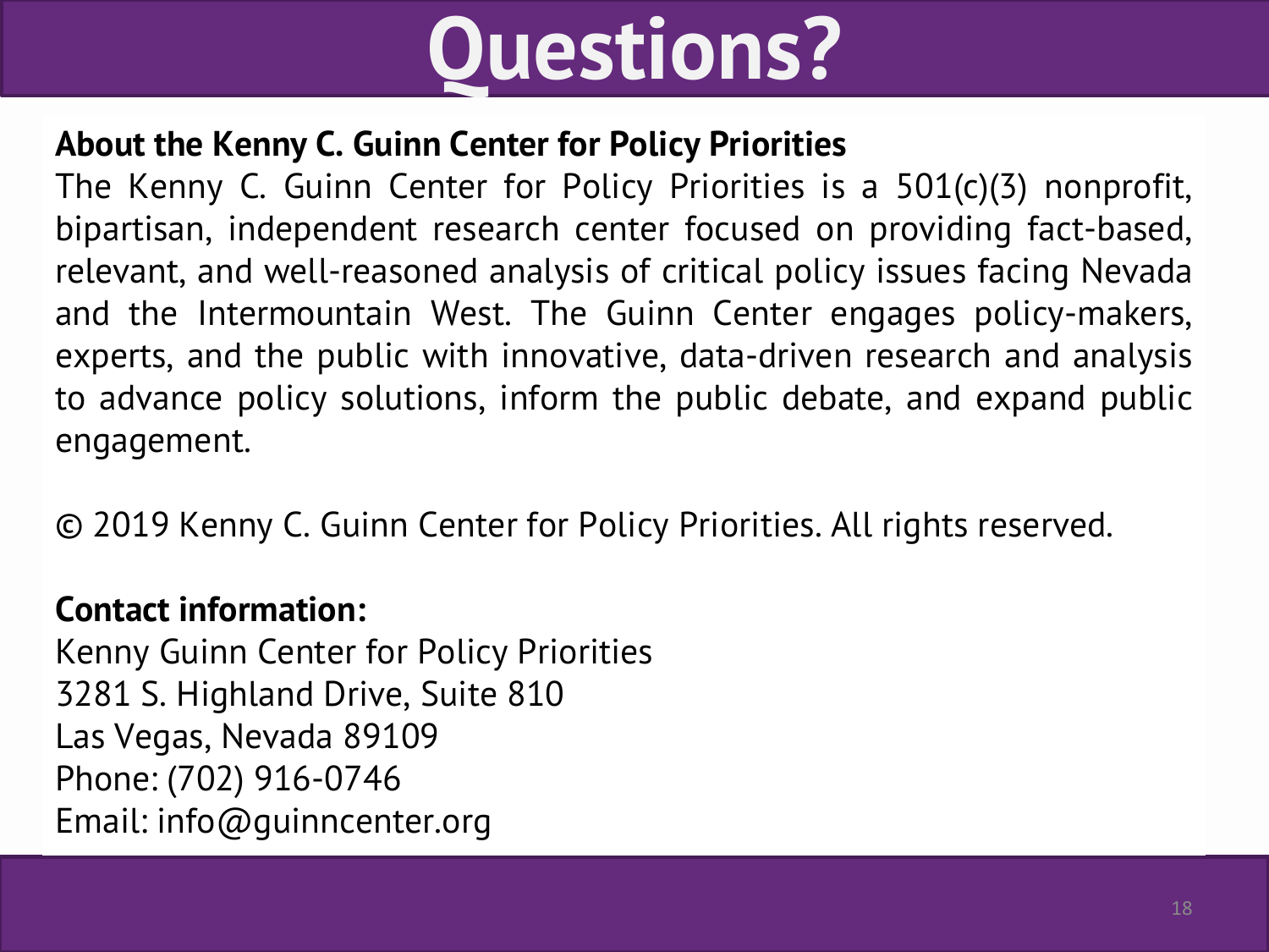# Questions?

**About the Kenny C. Guinn Center for Policy Priorities**

The Kenny C. Guinn Center for Policy Priorities is a 501(c)(3) nonprofit, bipartisan, independent research center focused on providing fact-based, relevant, and well-reasoned analysis of critical policy issues facing Nevada and the Intermountain West. The Guinn Center engages policy-makers, experts, and the public with innovative, data-driven research and analysis to advance policy solutions, inform the public debate, and expand public engagement.

© 2019 Kenny C. Guinn Center for Policy Priorities. All rights reserved.

**Contact information:**

Kenny Guinn Center for Policy Priorities
3281 S. Highland Drive, Suite 810
Las Vegas, Nevada 89109
Phone: (702) 916-0746
Email: info@guinncenter.org